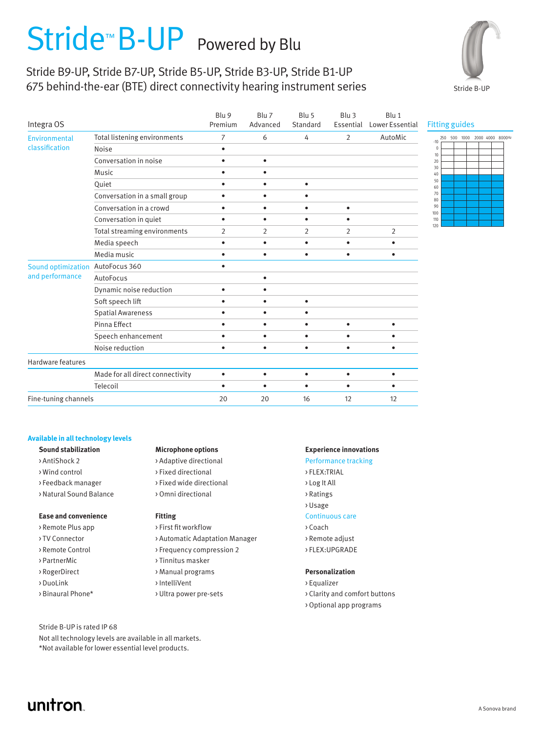# Stride™ B-UP Powered by Blu

Stride B9-UP, Stride B7-UP, Stride B5-UP, Stride B3-UP, Stride B1-UP
675 behind-the-ear (BTE) direct connectivity hearing instrument series

Stride B-UP

| Integra OS | | Blu 9 Premium | Blu 7 Advanced | Blu 5 Standard | Blu 3 Essential | Blu 1 Lower Essential |
|---|---|---|---|---|---|---|
| Environmental classification | Total listening environments | 7 | 6 | 4 | 2 | AutoMic |
| | Noise | • | | | | |
| | Conversation in noise | • | • | | | |
| | Music | • | • | | | |
| | Quiet | • | • | • | | |
| | Conversation in a small group | • | • | • | | |
| | Conversation in a crowd | • | • | • | • | |
| | Conversation in quiet | • | • | • | • | |
| | Total streaming environments | 2 | 2 | 2 | 2 | 2 |
| | Media speech | • | • | • | • | • |
| | Media music | • | • | • | • | • |
| Sound optimization and performance | AutoFocus 360 | • | | | | |
| | AutoFocus | | • | | | |
| | Dynamic noise reduction | • | • | | | |
| | Soft speech lift | • | • | • | | |
| | Spatial Awareness | • | • | • | | |
| | Pinna Effect | • | • | • | • | • |
| | Speech enhancement | • | • | • | • | • |
| | Noise reduction | • | • | • | • | • |
| Hardware features | | | | | | |
| | Made for all direct connectivity | • | • | • | • | • |
| | Telecoil | • | • | • | • | • |
| Fine-tuning channels | | 20 | 20 | 16 | 12 | 12 |

Fitting guides

### Available in all technology levels

**Sound stabilization**
- AntiShock 2
- Wind control
- Feedback manager
- Natural Sound Balance

**Ease and convenience**
- Remote Plus app
- TV Connector
- Remote Control
- PartnerMic
- RogerDirect
- DuoLink
- Binaural Phone*

**Microphone options**
- Adaptive directional
- Fixed directional
- Fixed wide directional
- Omni directional

**Fitting**
- First fit workflow
- Automatic Adaptation Manager
- Frequency compression 2
- Tinnitus masker
- Manual programs
- IntelliVent
- Ultra power pre-sets

**Experience innovations**

Performance tracking
- FLEX:TRIAL
- Log It All
- Ratings
- Usage

Continuous care
- Coach
- Remote adjust
- FLEX:UPGRADE

**Personalization**
- Equalizer
- Clarity and comfort buttons
- Optional app programs

Stride B-UP is rated IP 68

Not all technology levels are available in all markets.

*Not available for lower essential level products.

unitron

A Sonova brand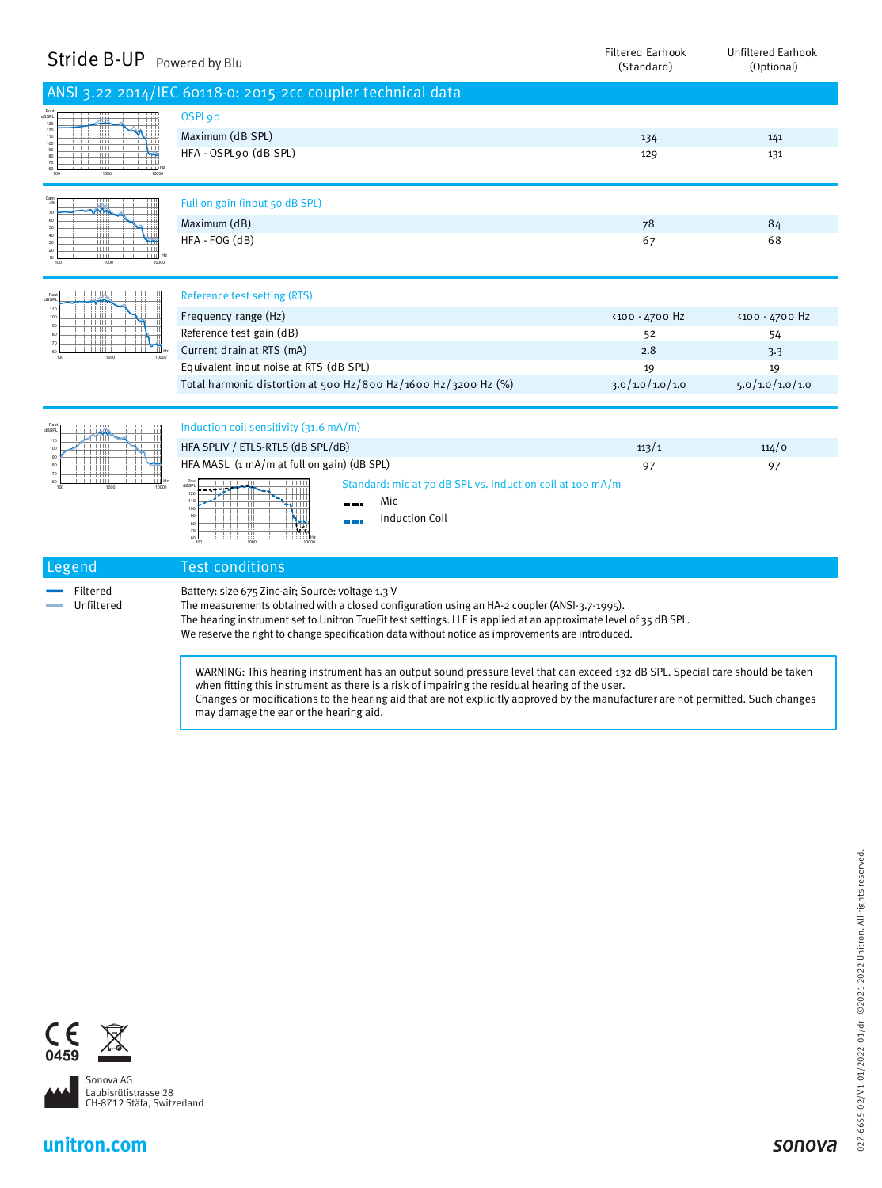# Stride B-UP Powered by Blu

## ANSI 3.22 2014/IEC 60118-0: 2015 2cc coupler technical data

Pout dBSPL 130 120 110 100 90 80 70 60 100 1000 10000 Hz

| OSPL90 | Filtered Earhook (Standard) | Unfiltered Earhook (Optional) |
|---|---|---|
| Maximum (dB SPL) | 134 | 141 |
| HFA - OSPL90 (dB SPL) | 129 | 131 |

Gain dB 70 60 50 40 30 20 10 100 1000 10000 Hz

| Full on gain (input 50 dB SPL) | Filtered Earhook (Standard) | Unfiltered Earhook (Optional) |
|---|---|---|
| Maximum (dB) | 78 | 84 |
| HFA - FOG (dB) | 67 | 68 |

Pout dBSPL 110 100 90 80 70 60 100 1000 10000 Hz

| Reference test setting (RTS) | Filtered Earhook (Standard) | Unfiltered Earhook (Optional) |
|---|---|---|
| Frequency range (Hz) | <100 - 4700 Hz | <100 - 4700 Hz |
| Reference test gain (dB) | 52 | 54 |
| Current drain at RTS (mA) | 2.8 | 3.3 |
| Equivalent input noise at RTS (dB SPL) | 19 | 19 |
| Total harmonic distortion at 500 Hz/800 Hz/1600 Hz/3200 Hz (%) | 3.0/1.0/1.0/1.0 | 5.0/1.0/1.0/1.0 |

Pout dBSPL 110 100 90 80 70 60 100 1000 10000 Hz

| Induction coil sensitivity (31.6 mA/m) | Filtered Earhook (Standard) | Unfiltered Earhook (Optional) |
|---|---|---|
| HFA SPLIV / ETLS-RTLS (dB SPL/dB) | 113/1 | 114/0 |
| HFA MASL (1 mA/m at full on gain) (dB SPL) | 97 | 97 |

Pout dBSPL 120 110 100 90 80 70 60 100 1000 10000 Hz

Standard: mic at 70 dB SPL vs. induction coil at 100 mA/m

Mic

Induction Coil

## Legend

Filtered

Unfiltered

## Test conditions

Battery: size 675 Zinc-air; Source: voltage 1.3 V

The measurements obtained with a closed configuration using an HA-2 coupler (ANSI-3.7-1995).

The hearing instrument set to Unitron TrueFit test settings. LLE is applied at an approximate level of 35 dB SPL.

We reserve the right to change specification data without notice as improvements are introduced.

WARNING: This hearing instrument has an output sound pressure level that can exceed 132 dB SPL. Special care should be taken when fitting this instrument as there is a risk of impairing the residual hearing of the user.
Changes or modifications to the hearing aid that are not explicitly approved by the manufacturer are not permitted. Such changes may damage the ear or the hearing aid.

CE 0459

Sonova AG
Laubisrütistrasse 28
CH-8712 Stäfa, Switzerland

unitron.com

sonova

027-6655-02/V1.01/2022-01/dr ©2021-2022 Unitron. All rights reserved.